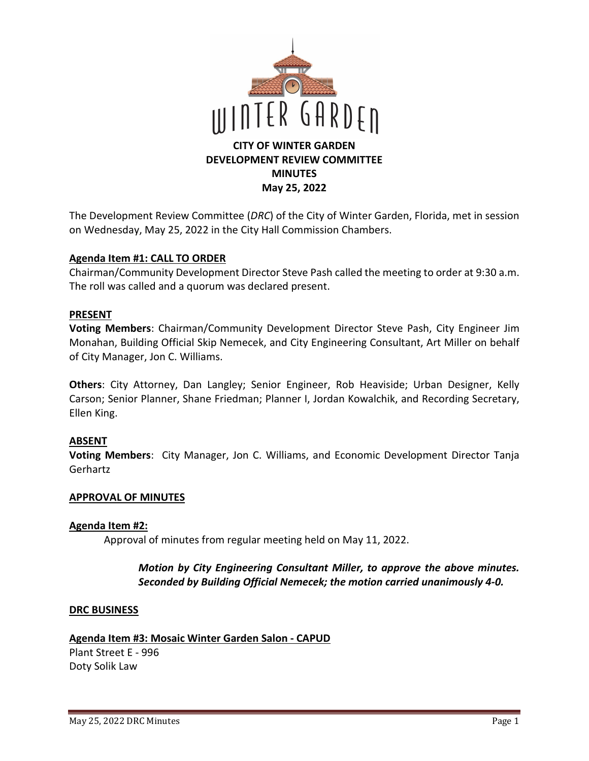# CITY OF WINTER GARDEN
## DEVELOPMENT REVIEW COMMITTEE
## MINUTES
## May 25, 2022

The Development Review Committee (*DRC*) of the City of Winter Garden, Florida, met in session on Wednesday, May 25, 2022 in the City Hall Commission Chambers.

**Agenda Item #1: CALL TO ORDER**

Chairman/Community Development Director Steve Pash called the meeting to order at 9:30 a.m. The roll was called and a quorum was declared present.

**PRESENT**

**Voting Members**: Chairman/Community Development Director Steve Pash, City Engineer Jim Monahan, Building Official Skip Nemecek, and City Engineering Consultant, Art Miller on behalf of City Manager, Jon C. Williams.

**Others**: City Attorney, Dan Langley; Senior Engineer, Rob Heaviside; Urban Designer, Kelly Carson; Senior Planner, Shane Friedman; Planner I, Jordan Kowalchik, and Recording Secretary, Ellen King.

**ABSENT**

**Voting Members**: City Manager, Jon C. Williams, and Economic Development Director Tanja Gerhartz

**APPROVAL OF MINUTES**

**Agenda Item #2:**

Approval of minutes from regular meeting held on May 11, 2022.

> ***Motion by City Engineering Consultant Miller, to approve the above minutes. Seconded by Building Official Nemecek; the motion carried unanimously 4-0.***

**DRC BUSINESS**

**Agenda Item #3: Mosaic Winter Garden Salon - CAPUD**

Plant Street E - 996
Doty Solik Law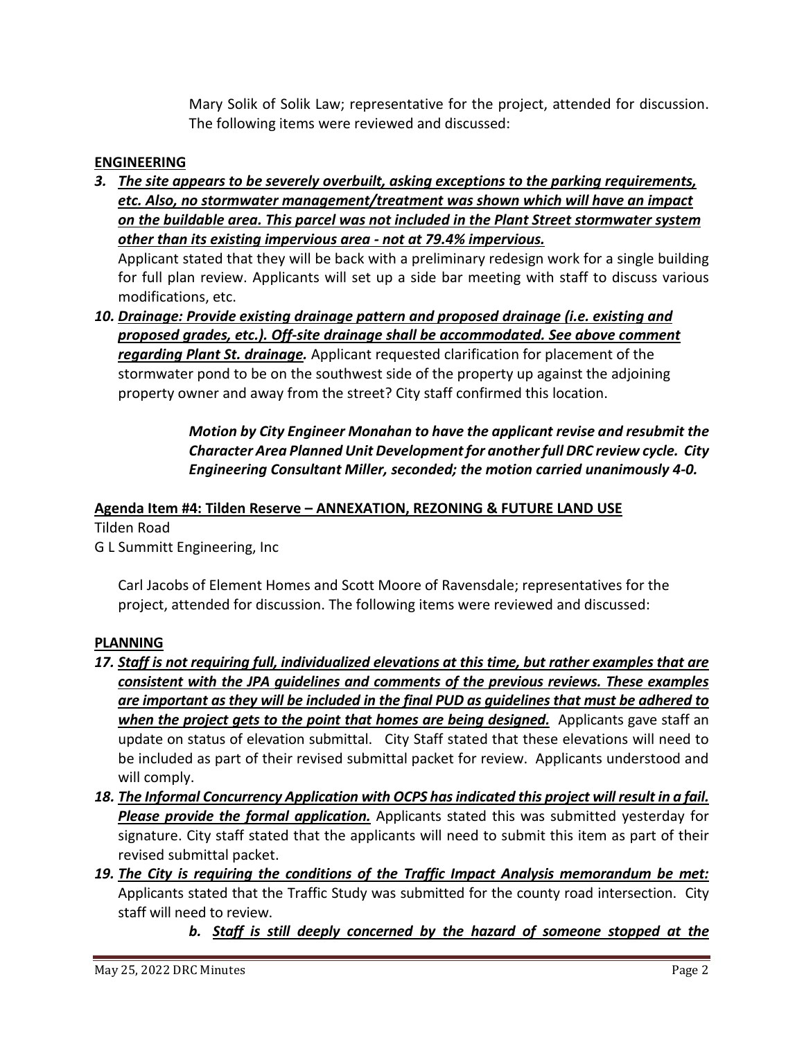Mary Solik of Solik Law; representative for the project, attended for discussion. The following items were reviewed and discussed:

**ENGINEERING**

3. ***The site appears to be severely overbuilt, asking exceptions to the parking requirements, etc. Also, no stormwater management/treatment was shown which will have an impact on the buildable area. This parcel was not included in the Plant Street stormwater system other than its existing impervious area - not at 79.4% impervious.***

   Applicant stated that they will be back with a preliminary redesign work for a single building for full plan review. Applicants will set up a side bar meeting with staff to discuss various modifications, etc.

10. ***Drainage: Provide existing drainage pattern and proposed drainage (i.e. existing and proposed grades, etc.). Off-site drainage shall be accommodated. See above comment regarding Plant St. drainage.*** Applicant requested clarification for placement of the stormwater pond to be on the southwest side of the property up against the adjoining property owner and away from the street? City staff confirmed this location.

> ***Motion by City Engineer Monahan to have the applicant revise and resubmit the Character Area Planned Unit Development for another full DRC review cycle. City Engineering Consultant Miller, seconded; the motion carried unanimously 4-0.***

**Agenda Item #4: Tilden Reserve – ANNEXATION, REZONING & FUTURE LAND USE**

Tilden Road
G L Summitt Engineering, Inc

Carl Jacobs of Element Homes and Scott Moore of Ravensdale; representatives for the project, attended for discussion. The following items were reviewed and discussed:

**PLANNING**

17. ***Staff is not requiring full, individualized elevations at this time, but rather examples that are consistent with the JPA guidelines and comments of the previous reviews. These examples are important as they will be included in the final PUD as guidelines that must be adhered to when the project gets to the point that homes are being designed.*** Applicants gave staff an update on status of elevation submittal. City Staff stated that these elevations will need to be included as part of their revised submittal packet for review. Applicants understood and will comply.

18. ***The Informal Concurrency Application with OCPS has indicated this project will result in a fail. Please provide the formal application.*** Applicants stated this was submitted yesterday for signature. City staff stated that the applicants will need to submit this item as part of their revised submittal packet.

19. ***The City is requiring the conditions of the Traffic Impact Analysis memorandum be met:*** Applicants stated that the Traffic Study was submitted for the county road intersection. City staff will need to review.

    b. ***Staff is still deeply concerned by the hazard of someone stopped at the***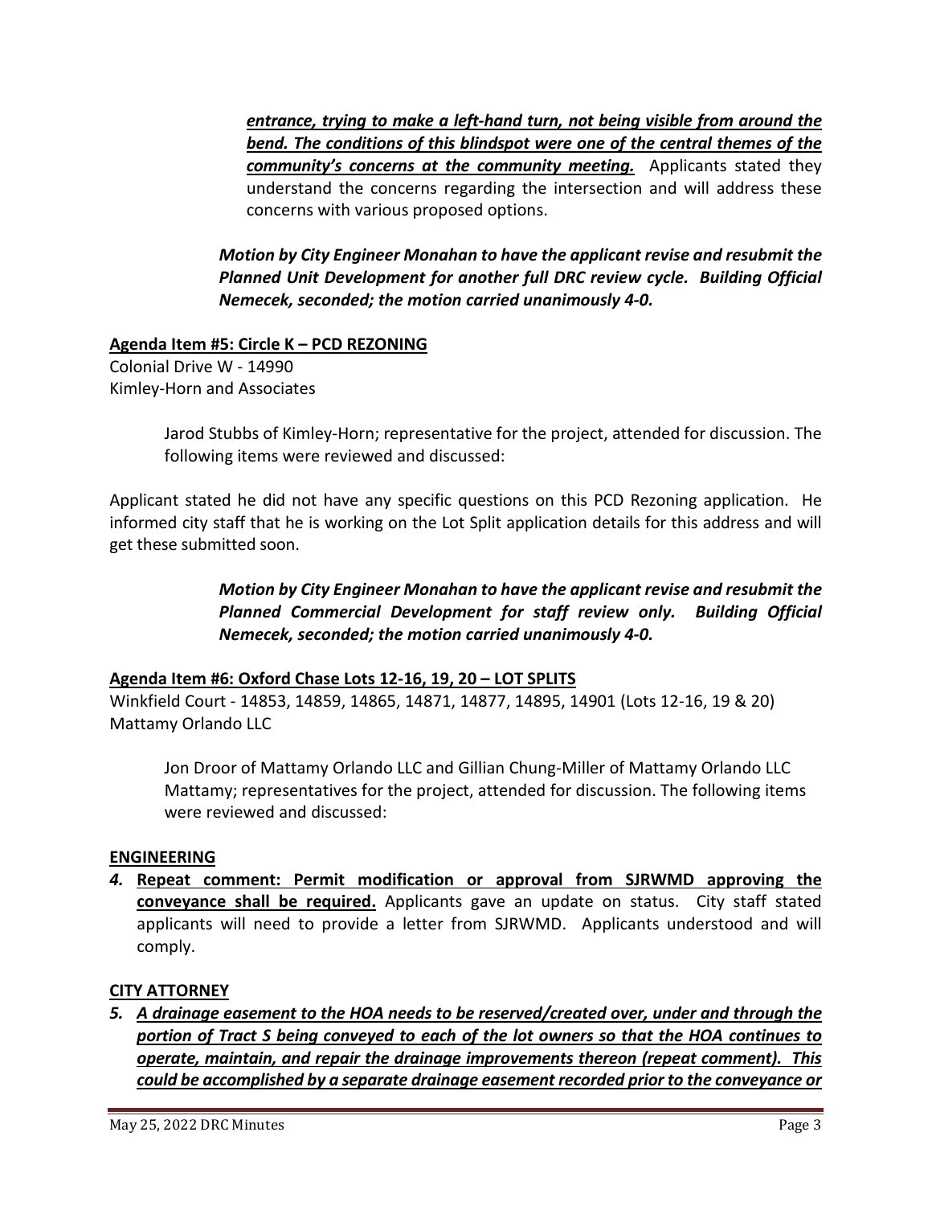***entrance, trying to make a left-hand turn, not being visible from around the bend. The conditions of this blindspot were one of the central themes of the community's concerns at the community meeting.*** Applicants stated they understand the concerns regarding the intersection and will address these concerns with various proposed options.

***Motion by City Engineer Monahan to have the applicant revise and resubmit the Planned Unit Development for another full DRC review cycle. Building Official Nemecek, seconded; the motion carried unanimously 4-0.***

**Agenda Item #5: Circle K – PCD REZONING**

Colonial Drive W - 14990
Kimley-Horn and Associates

Jarod Stubbs of Kimley-Horn; representative for the project, attended for discussion. The following items were reviewed and discussed:

Applicant stated he did not have any specific questions on this PCD Rezoning application. He informed city staff that he is working on the Lot Split application details for this address and will get these submitted soon.

***Motion by City Engineer Monahan to have the applicant revise and resubmit the Planned Commercial Development for staff review only. Building Official Nemecek, seconded; the motion carried unanimously 4-0.***

**Agenda Item #6: Oxford Chase Lots 12-16, 19, 20 – LOT SPLITS**

Winkfield Court - 14853, 14859, 14865, 14871, 14877, 14895, 14901 (Lots 12-16, 19 & 20)
Mattamy Orlando LLC

Jon Droor of Mattamy Orlando LLC and Gillian Chung-Miller of Mattamy Orlando LLC Mattamy; representatives for the project, attended for discussion. The following items were reviewed and discussed:

**ENGINEERING**

*4.* **Repeat comment: Permit modification or approval from SJRWMD approving the conveyance shall be required.** Applicants gave an update on status. City staff stated applicants will need to provide a letter from SJRWMD. Applicants understood and will comply.

**CITY ATTORNEY**

*5.* ***A drainage easement to the HOA needs to be reserved/created over, under and through the portion of Tract S being conveyed to each of the lot owners so that the HOA continues to operate, maintain, and repair the drainage improvements thereon (repeat comment). This could be accomplished by a separate drainage easement recorded prior to the conveyance or***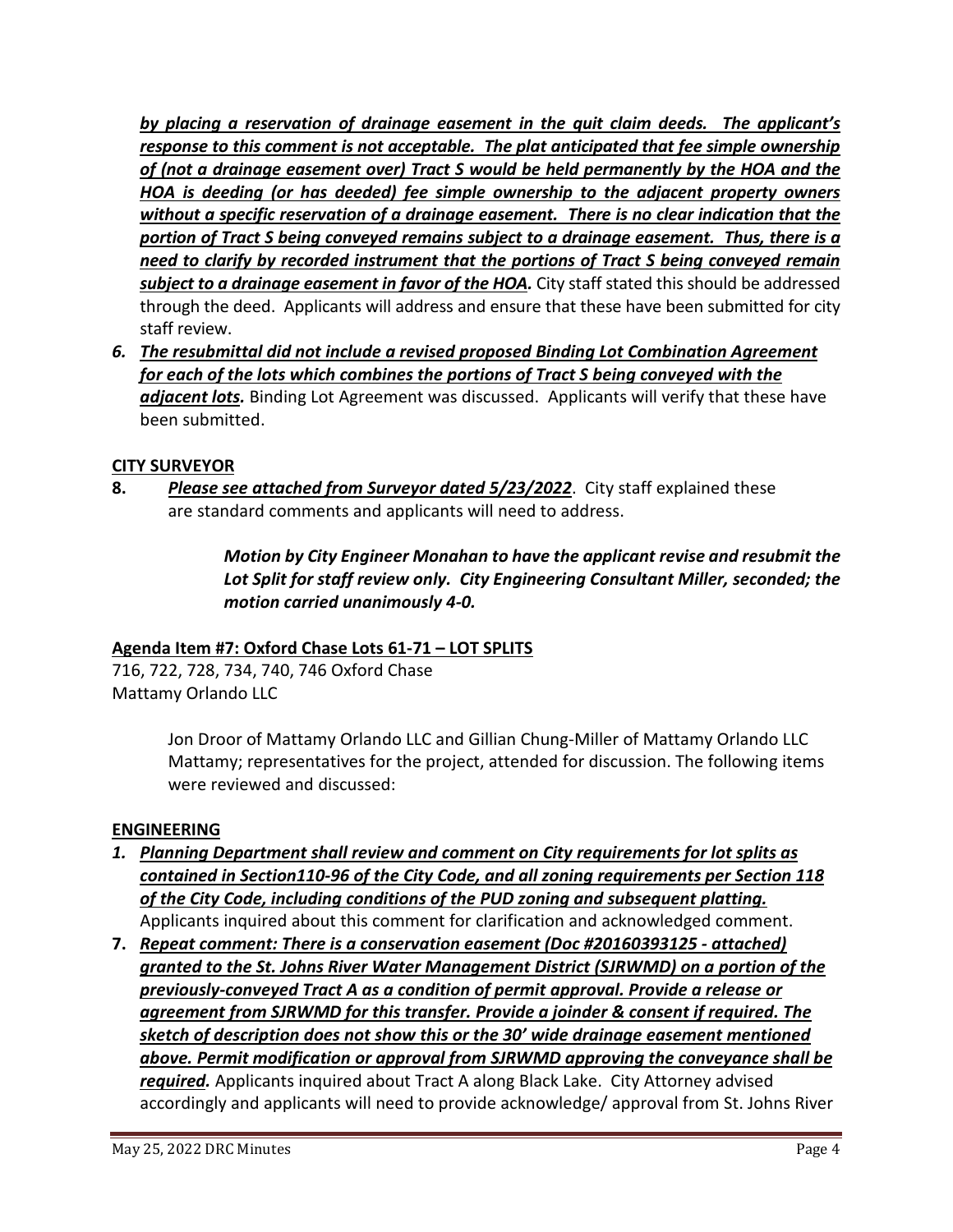***by placing a reservation of drainage easement in the quit claim deeds. The applicant's response to this comment is not acceptable. The plat anticipated that fee simple ownership of (not a drainage easement over) Tract S would be held permanently by the HOA and the HOA is deeding (or has deeded) fee simple ownership to the adjacent property owners without a specific reservation of a drainage easement. There is no clear indication that the portion of Tract S being conveyed remains subject to a drainage easement. Thus, there is a need to clarify by recorded instrument that the portions of Tract S being conveyed remain subject to a drainage easement in favor of the HOA.*** City staff stated this should be addressed through the deed. Applicants will address and ensure that these have been submitted for city staff review.

6. ***The resubmittal did not include a revised proposed Binding Lot Combination Agreement for each of the lots which combines the portions of Tract S being conveyed with the adjacent lots.*** Binding Lot Agreement was discussed. Applicants will verify that these have been submitted.

**CITY SURVEYOR**

8. ***Please see attached from Surveyor dated 5/23/2022***. City staff explained these are standard comments and applicants will need to address.

> ***Motion by City Engineer Monahan to have the applicant revise and resubmit the Lot Split for staff review only. City Engineering Consultant Miller, seconded; the motion carried unanimously 4-0.***

**Agenda Item #7: Oxford Chase Lots 61-71 – LOT SPLITS**

716, 722, 728, 734, 740, 746 Oxford Chase
Mattamy Orlando LLC

> Jon Droor of Mattamy Orlando LLC and Gillian Chung-Miller of Mattamy Orlando LLC Mattamy; representatives for the project, attended for discussion. The following items were reviewed and discussed:

**ENGINEERING**

1. ***Planning Department shall review and comment on City requirements for lot splits as contained in Section110-96 of the City Code, and all zoning requirements per Section 118 of the City Code, including conditions of the PUD zoning and subsequent platting.*** Applicants inquired about this comment for clarification and acknowledged comment.
7. ***Repeat comment: There is a conservation easement (Doc #20160393125 - attached) granted to the St. Johns River Water Management District (SJRWMD) on a portion of the previously-conveyed Tract A as a condition of permit approval. Provide a release or agreement from SJRWMD for this transfer. Provide a joinder & consent if required. The sketch of description does not show this or the 30' wide drainage easement mentioned above. Permit modification or approval from SJRWMD approving the conveyance shall be required.*** Applicants inquired about Tract A along Black Lake. City Attorney advised accordingly and applicants will need to provide acknowledge/ approval from St. Johns River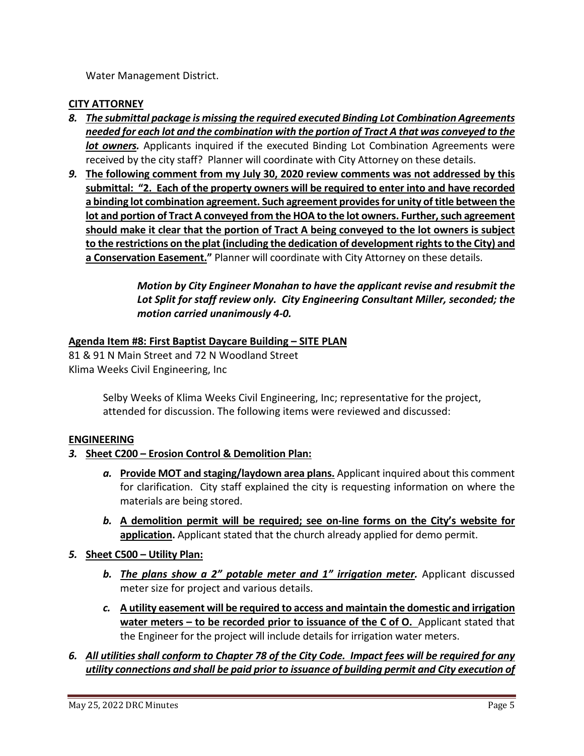Water Management District.

**CITY ATTORNEY**

*8.* ***The submittal package is missing the required executed Binding Lot Combination Agreements needed for each lot and the combination with the portion of Tract A that was conveyed to the lot owners.*** Applicants inquired if the executed Binding Lot Combination Agreements were received by the city staff? Planner will coordinate with City Attorney on these details.

*9.* **The following comment from my July 30, 2020 review comments was not addressed by this submittal: "2. Each of the property owners will be required to enter into and have recorded a binding lot combination agreement. Such agreement provides for unity of title between the lot and portion of Tract A conveyed from the HOA to the lot owners. Further, such agreement should make it clear that the portion of Tract A being conveyed to the lot owners is subject to the restrictions on the plat (including the dedication of development rights to the City) and a Conservation Easement."** Planner will coordinate with City Attorney on these details.

> ***Motion by City Engineer Monahan to have the applicant revise and resubmit the Lot Split for staff review only. City Engineering Consultant Miller, seconded; the motion carried unanimously 4-0.***

**Agenda Item #8: First Baptist Daycare Building – SITE PLAN**

81 & 91 N Main Street and 72 N Woodland Street
Klima Weeks Civil Engineering, Inc

> Selby Weeks of Klima Weeks Civil Engineering, Inc; representative for the project, attended for discussion. The following items were reviewed and discussed:

**ENGINEERING**

*3.* **Sheet C200 – Erosion Control & Demolition Plan:**

- *a.* **Provide MOT and staging/laydown area plans.** Applicant inquired about this comment for clarification. City staff explained the city is requesting information on where the materials are being stored.
- *b.* **A demolition permit will be required; see on-line forms on the City's website for application.** Applicant stated that the church already applied for demo permit.

*5.* **Sheet C500 – Utility Plan:**

- *b.* ***The plans show a 2" potable meter and 1" irrigation meter.*** Applicant discussed meter size for project and various details.
- *c.* **A utility easement will be required to access and maintain the domestic and irrigation water meters – to be recorded prior to issuance of the C of O.** Applicant stated that the Engineer for the project will include details for irrigation water meters.

*6.* ***All utilities shall conform to Chapter 78 of the City Code. Impact fees will be required for any utility connections and shall be paid prior to issuance of building permit and City execution of***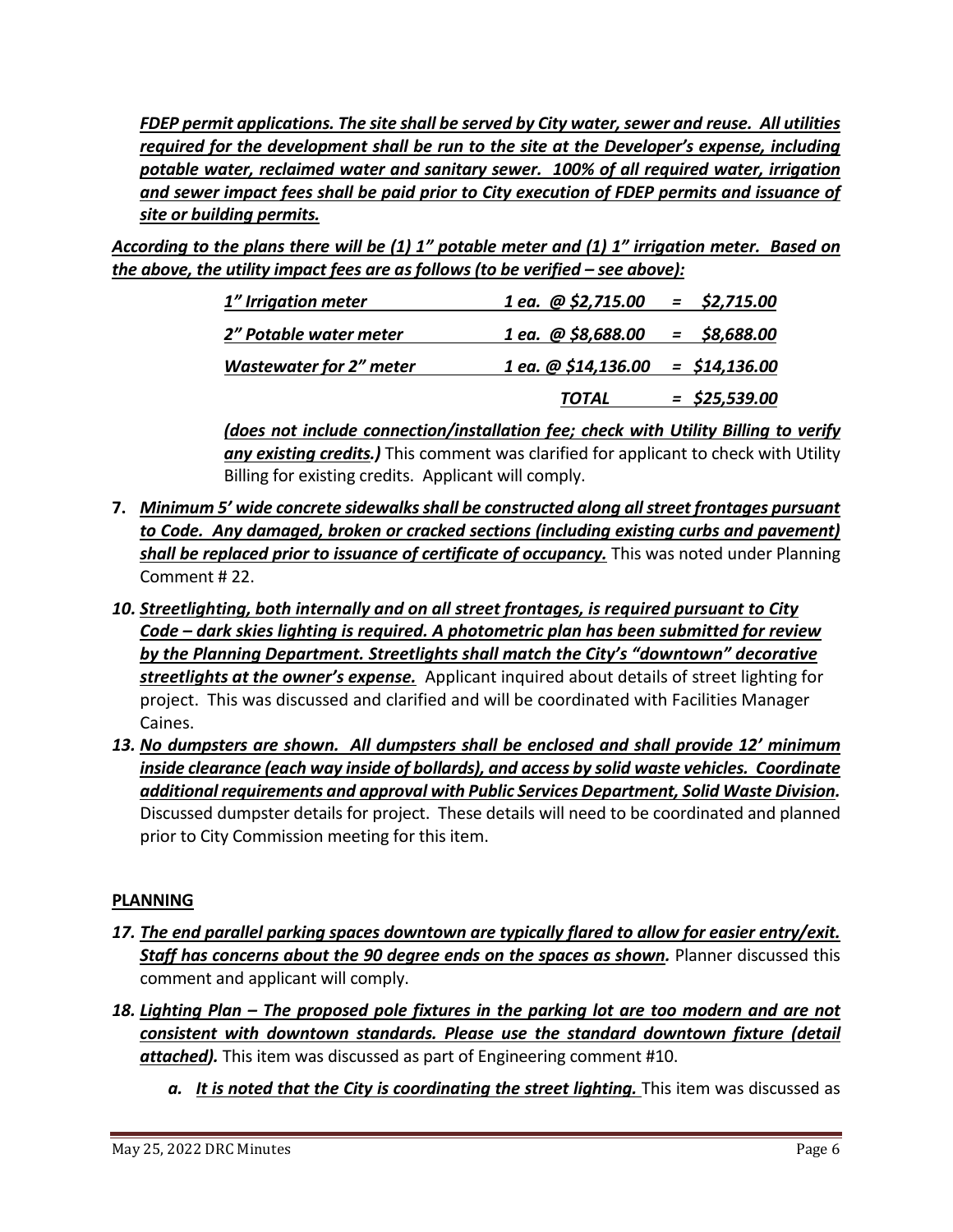***FDEP permit applications. The site shall be served by City water, sewer and reuse. All utilities required for the development shall be run to the site at the Developer's expense, including potable water, reclaimed water and sanitary sewer. 100% of all required water, irrigation and sewer impact fees shall be paid prior to City execution of FDEP permits and issuance of site or building permits.***

***According to the plans there will be (1) 1" potable meter and (1) 1" irrigation meter. Based on the above, the utility impact fees are as follows (to be verified – see above):***

| | | |
|---|---|---|
| ***1" Irrigation meter*** | ***1 ea. @ $2,715.00*** | ***= $2,715.00*** |
| ***2" Potable water meter*** | ***1 ea. @ $8,688.00*** | ***= $8,688.00*** |
| ***Wastewater for 2" meter*** | ***1 ea. @ $14,136.00*** | ***= $14,136.00*** |
| | ***TOTAL*** | ***= $25,539.00*** |

***(does not include connection/installation fee; check with Utility Billing to verify any existing credits.)*** This comment was clarified for applicant to check with Utility Billing for existing credits. Applicant will comply.

**7.** ***Minimum 5' wide concrete sidewalks shall be constructed along all street frontages pursuant to Code. Any damaged, broken or cracked sections (including existing curbs and pavement) shall be replaced prior to issuance of certificate of occupancy.*** This was noted under Planning Comment # 22.

***10. Streetlighting, both internally and on all street frontages, is required pursuant to City Code – dark skies lighting is required. A photometric plan has been submitted for review by the Planning Department. Streetlights shall match the City's "downtown" decorative streetlights at the owner's expense.*** Applicant inquired about details of street lighting for project. This was discussed and clarified and will be coordinated with Facilities Manager Caines.

***13. No dumpsters are shown. All dumpsters shall be enclosed and shall provide 12' minimum inside clearance (each way inside of bollards), and access by solid waste vehicles. Coordinate additional requirements and approval with Public Services Department, Solid Waste Division.*** Discussed dumpster details for project. These details will need to be coordinated and planned prior to City Commission meeting for this item.

**PLANNING**

***17. The end parallel parking spaces downtown are typically flared to allow for easier entry/exit. Staff has concerns about the 90 degree ends on the spaces as shown.*** Planner discussed this comment and applicant will comply.

***18. Lighting Plan – The proposed pole fixtures in the parking lot are too modern and are not consistent with downtown standards. Please use the standard downtown fixture (detail attached).*** This item was discussed as part of Engineering comment #10.

- ***a. It is noted that the City is coordinating the street lighting.*** This item was discussed as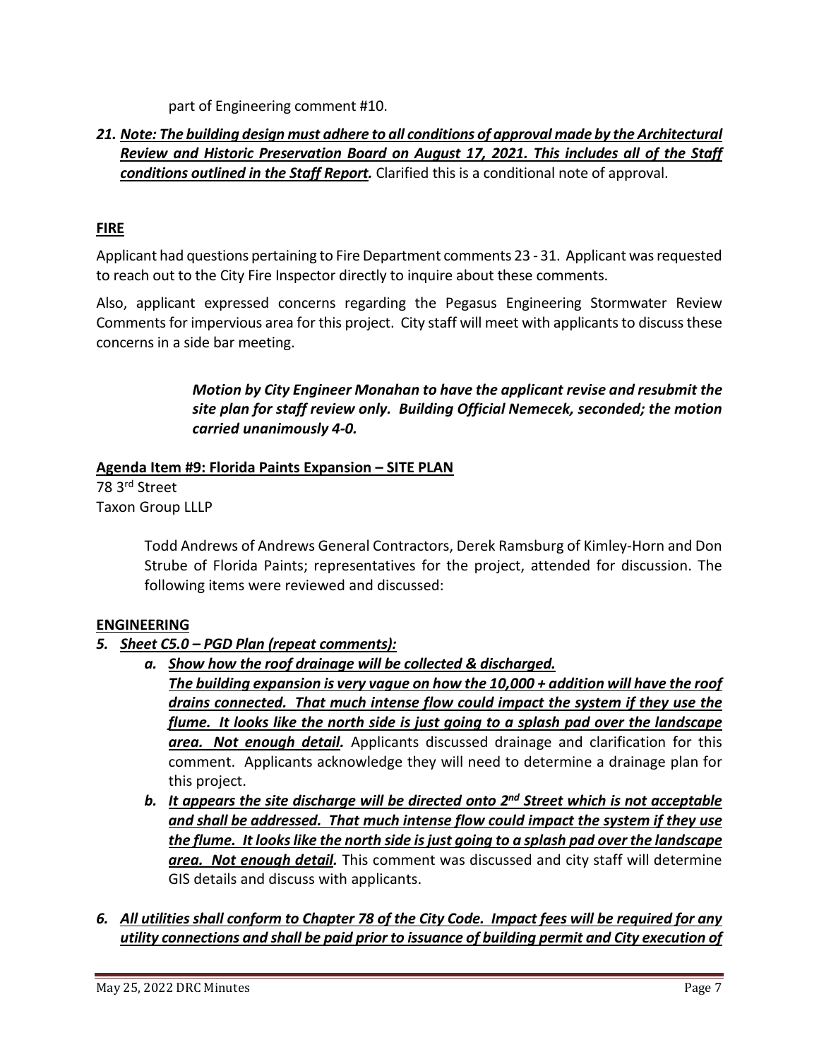part of Engineering comment #10.

21. ***Note: The building design must adhere to all conditions of approval made by the Architectural Review and Historic Preservation Board on August 17, 2021. This includes all of the Staff conditions outlined in the Staff Report.*** Clarified this is a conditional note of approval.

**FIRE**

Applicant had questions pertaining to Fire Department comments 23 - 31. Applicant was requested to reach out to the City Fire Inspector directly to inquire about these comments.

Also, applicant expressed concerns regarding the Pegasus Engineering Stormwater Review Comments for impervious area for this project. City staff will meet with applicants to discuss these concerns in a side bar meeting.

> ***Motion by City Engineer Monahan to have the applicant revise and resubmit the site plan for staff review only. Building Official Nemecek, seconded; the motion carried unanimously 4-0.***

**Agenda Item #9: Florida Paints Expansion – SITE PLAN**

78 3rd Street
Taxon Group LLLP

> Todd Andrews of Andrews General Contractors, Derek Ramsburg of Kimley-Horn and Don Strube of Florida Paints; representatives for the project, attended for discussion. The following items were reviewed and discussed:

**ENGINEERING**

5. ***Sheet C5.0 – PGD Plan (repeat comments):***
   a. ***Show how the roof drainage will be collected & discharged. The building expansion is very vague on how the 10,000 + addition will have the roof drains connected. That much intense flow could impact the system if they use the flume. It looks like the north side is just going to a splash pad over the landscape area. Not enough detail.*** Applicants discussed drainage and clarification for this comment. Applicants acknowledge they will need to determine a drainage plan for this project.
   b. ***It appears the site discharge will be directed onto 2nd Street which is not acceptable and shall be addressed. That much intense flow could impact the system if they use the flume. It looks like the north side is just going to a splash pad over the landscape area. Not enough detail.*** This comment was discussed and city staff will determine GIS details and discuss with applicants.

6. ***All utilities shall conform to Chapter 78 of the City Code. Impact fees will be required for any utility connections and shall be paid prior to issuance of building permit and City execution of***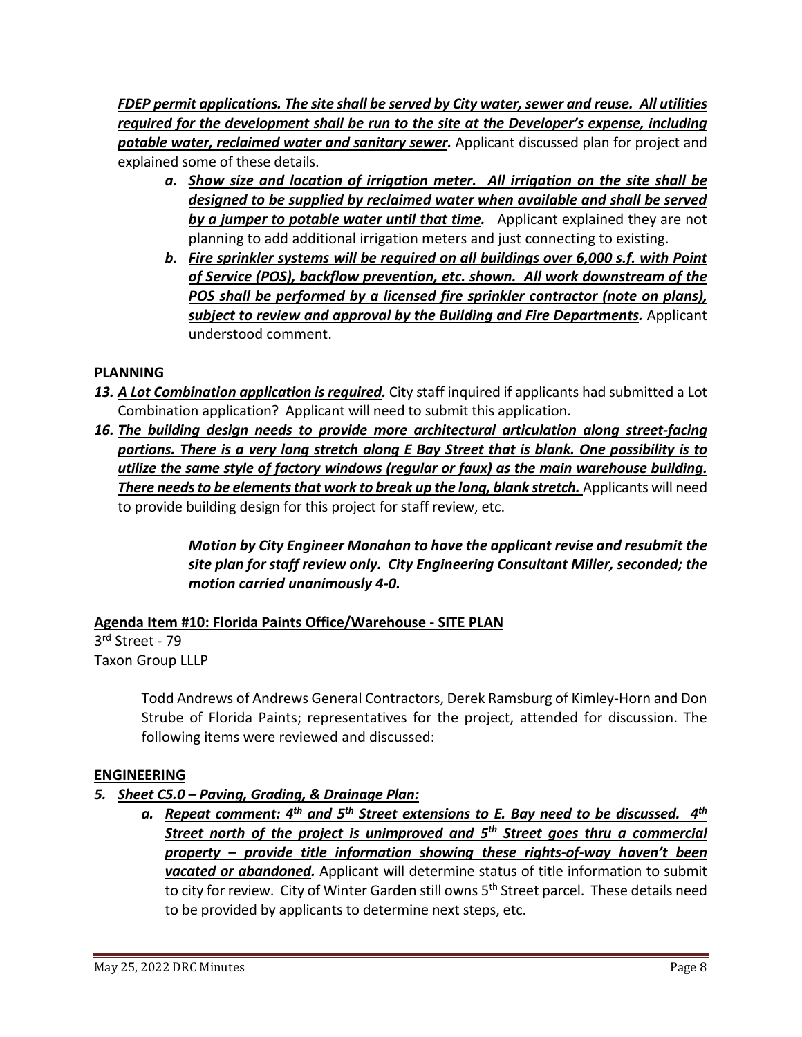***FDEP permit applications. The site shall be served by City water, sewer and reuse. All utilities required for the development shall be run to the site at the Developer's expense, including potable water, reclaimed water and sanitary sewer.*** Applicant discussed plan for project and explained some of these details.

   a. ***Show size and location of irrigation meter. All irrigation on the site shall be designed to be supplied by reclaimed water when available and shall be served by a jumper to potable water until that time.*** Applicant explained they are not planning to add additional irrigation meters and just connecting to existing.
   b. ***Fire sprinkler systems will be required on all buildings over 6,000 s.f. with Point of Service (POS), backflow prevention, etc. shown. All work downstream of the POS shall be performed by a licensed fire sprinkler contractor (note on plans), subject to review and approval by the Building and Fire Departments.*** Applicant understood comment.

**PLANNING**

13. ***A Lot Combination application is required.*** City staff inquired if applicants had submitted a Lot Combination application? Applicant will need to submit this application.

16. ***The building design needs to provide more architectural articulation along street-facing portions. There is a very long stretch along E Bay Street that is blank. One possibility is to utilize the same style of factory windows (regular or faux) as the main warehouse building. There needs to be elements that work to break up the long, blank stretch.*** Applicants will need to provide building design for this project for staff review, etc.

> ***Motion by City Engineer Monahan to have the applicant revise and resubmit the site plan for staff review only. City Engineering Consultant Miller, seconded; the motion carried unanimously 4-0.***

**Agenda Item #10: Florida Paints Office/Warehouse - SITE PLAN**

3rd Street - 79
Taxon Group LLLP

Todd Andrews of Andrews General Contractors, Derek Ramsburg of Kimley-Horn and Don Strube of Florida Paints; representatives for the project, attended for discussion. The following items were reviewed and discussed:

**ENGINEERING**

5. ***Sheet C5.0 – Paving, Grading, & Drainage Plan:***
   a. ***Repeat comment: 4th and 5th Street extensions to E. Bay need to be discussed. 4th Street north of the project is unimproved and 5th Street goes thru a commercial property – provide title information showing these rights-of-way haven't been vacated or abandoned.*** Applicant will determine status of title information to submit to city for review. City of Winter Garden still owns 5th Street parcel. These details need to be provided by applicants to determine next steps, etc.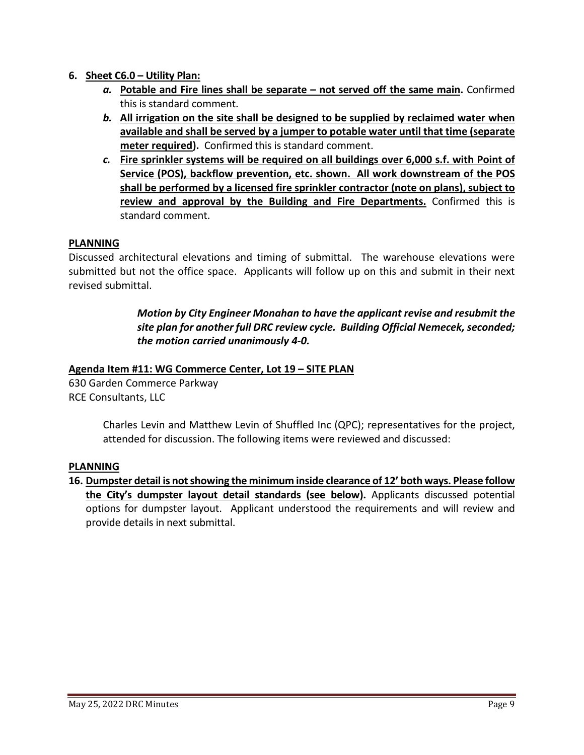6. **Sheet C6.0 – Utility Plan:**
    a. ***Potable and Fire lines shall be separate – not served off the same main.*** Confirmed this is standard comment.
    b. ***All irrigation on the site shall be designed to be supplied by reclaimed water when available and shall be served by a jumper to potable water until that time (separate meter required).*** Confirmed this is standard comment.
    c. ***Fire sprinkler systems will be required on all buildings over 6,000 s.f. with Point of Service (POS), backflow prevention, etc. shown. All work downstream of the POS shall be performed by a licensed fire sprinkler contractor (note on plans), subject to review and approval by the Building and Fire Departments.*** Confirmed this is standard comment.

**PLANNING**

Discussed architectural elevations and timing of submittal. The warehouse elevations were submitted but not the office space. Applicants will follow up on this and submit in their next revised submittal.

> ***Motion by City Engineer Monahan to have the applicant revise and resubmit the site plan for another full DRC review cycle. Building Official Nemecek, seconded; the motion carried unanimously 4-0.***

**Agenda Item #11: WG Commerce Center, Lot 19 – SITE PLAN**

630 Garden Commerce Parkway
RCE Consultants, LLC

> Charles Levin and Matthew Levin of Shuffled Inc (QPC); representatives for the project, attended for discussion. The following items were reviewed and discussed:

**PLANNING**

16. **Dumpster detail is not showing the minimum inside clearance of 12' both ways. Please follow the City's dumpster layout detail standards (see below).** Applicants discussed potential options for dumpster layout. Applicant understood the requirements and will review and provide details in next submittal.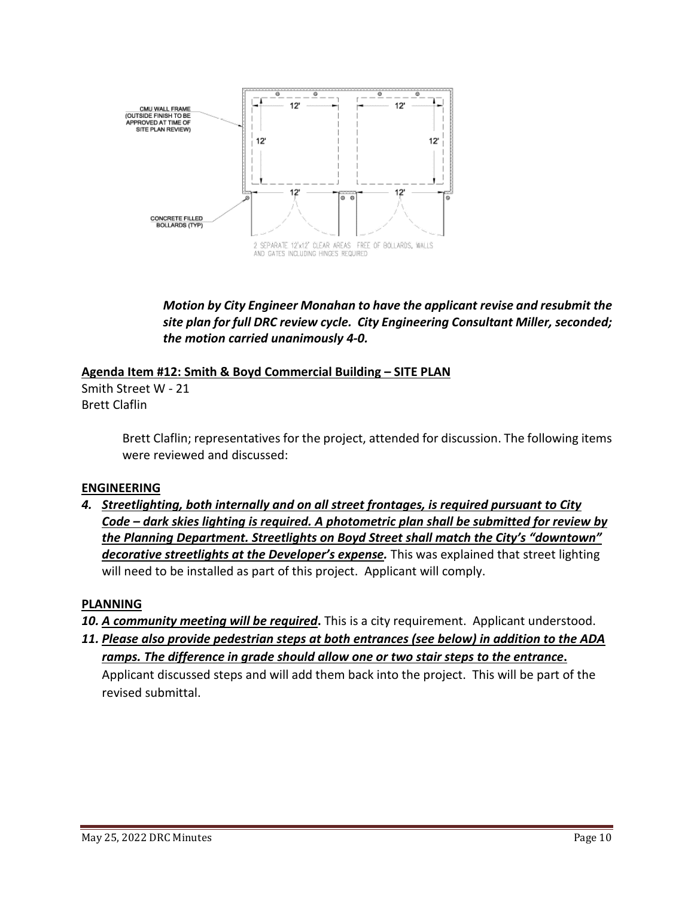CMU WALL FRAME (OUTSIDE FINISH TO BE APPROVED AT TIME OF SITE PLAN REVIEW)

CONCRETE FILLED BOLLARDS (TYP)

2 SEPARATE 12'x12' CLEAR AREAS FREE OF BOLLARDS, WALLS AND GATES INCLUDING HINGES REQUIRED

***Motion by City Engineer Monahan to have the applicant revise and resubmit the site plan for full DRC review cycle. City Engineering Consultant Miller, seconded; the motion carried unanimously 4-0.***

**Agenda Item #12: Smith & Boyd Commercial Building – SITE PLAN**

Smith Street W - 21
Brett Claflin

Brett Claflin; representatives for the project, attended for discussion. The following items were reviewed and discussed:

**ENGINEERING**

4. ***Streetlighting, both internally and on all street frontages, is required pursuant to City Code – dark skies lighting is required. A photometric plan shall be submitted for review by the Planning Department. Streetlights on Boyd Street shall match the City's "downtown" decorative streetlights at the Developer's expense.*** This was explained that street lighting will need to be installed as part of this project. Applicant will comply.

**PLANNING**

10. ***A community meeting will be required*.** This is a city requirement. Applicant understood.
11. ***Please also provide pedestrian steps at both entrances (see below) in addition to the ADA ramps. The difference in grade should allow one or two stair steps to the entrance*.** Applicant discussed steps and will add them back into the project. This will be part of the revised submittal.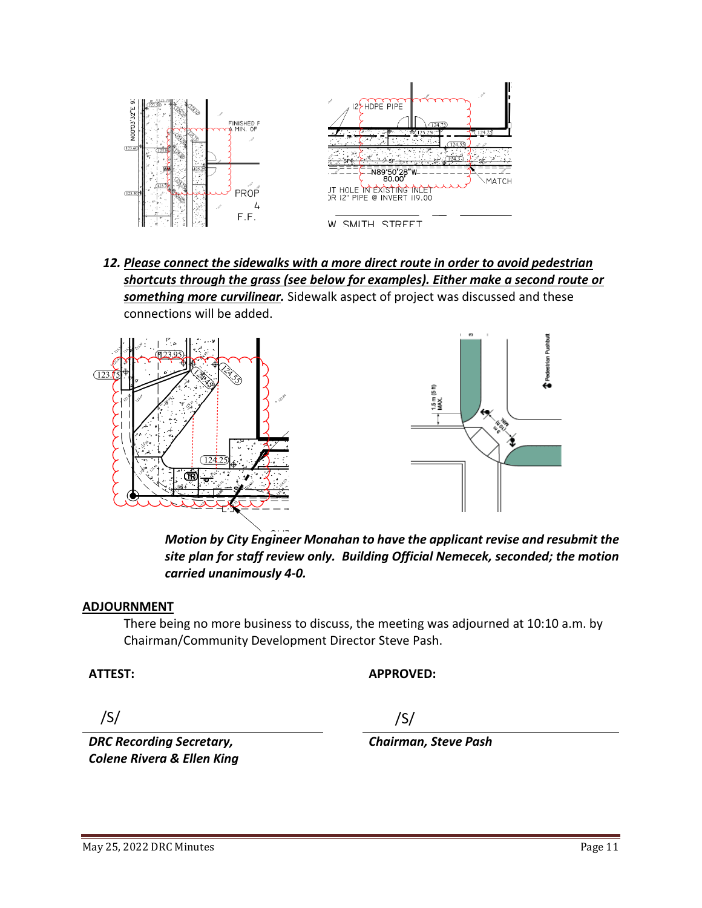12. ***Please connect the sidewalks with a more direct route in order to avoid pedestrian shortcuts through the grass (see below for examples). Either make a second route or something more curvilinear.*** Sidewalk aspect of project was discussed and these connections will be added.

***Motion by City Engineer Monahan to have the applicant revise and resubmit the site plan for staff review only. Building Official Nemecek, seconded; the motion carried unanimously 4-0.***

## ADJOURNMENT

There being no more business to discuss, the meeting was adjourned at 10:10 a.m. by Chairman/Community Development Director Steve Pash.

**ATTEST:**

/S/

***DRC Recording Secretary, Colene Rivera & Ellen King***

**APPROVED:**

/S/

***Chairman, Steve Pash***